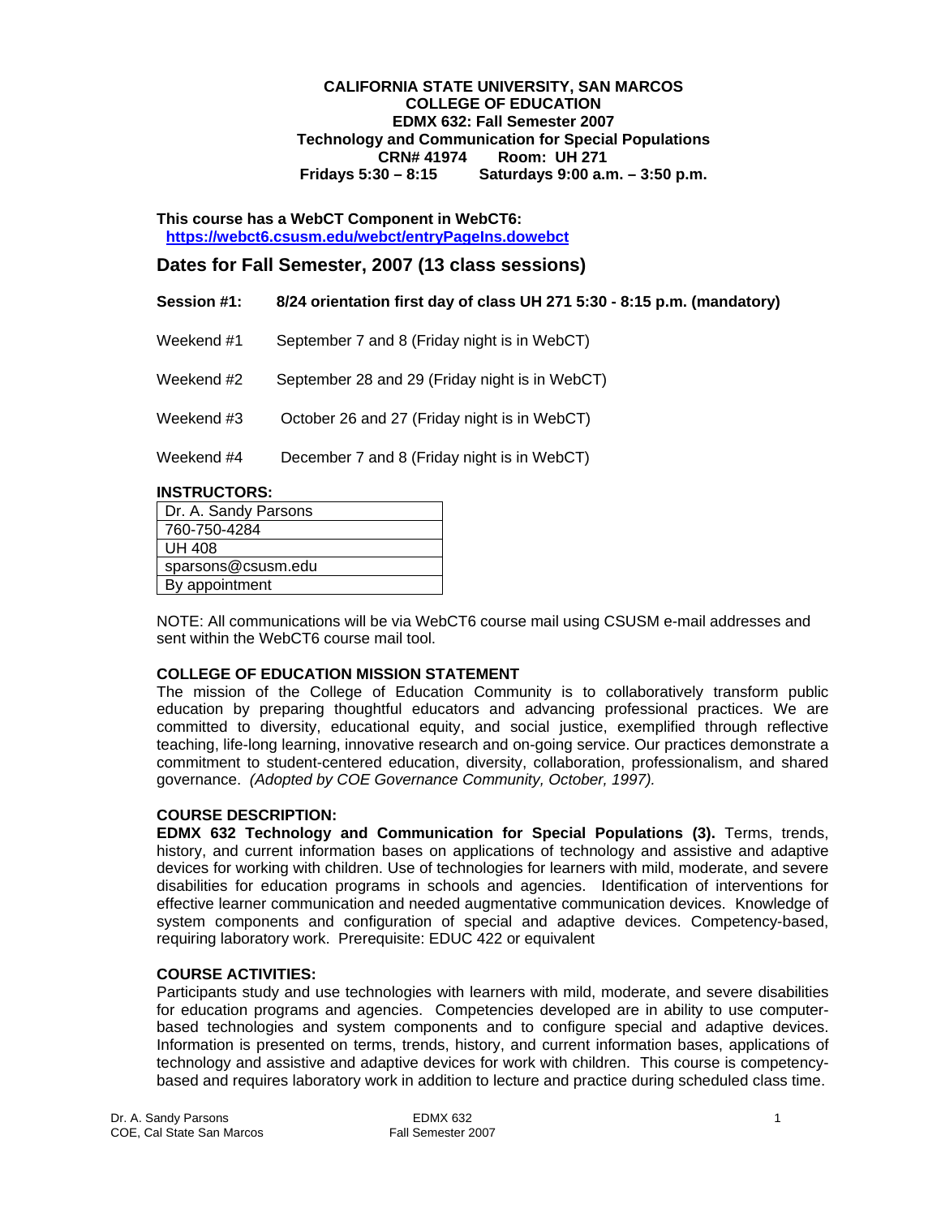**CALIFORNIA STATE UNIVERSITY, SAN MARCOS**
**COLLEGE OF EDUCATION**
**EDMX 632: Fall Semester 2007**
**Technology and Communication for Special Populations**
**CRN# 41974 Room: UH 271**
**Fridays 5:30 – 8:15 Saturdays 9:00 a.m. – 3:50 p.m.**

**This course has a WebCT Component in WebCT6:**
**https://webct6.csusm.edu/webct/entryPageIns.dowebct**

## Dates for Fall Semester, 2007 (13 class sessions)

**Session #1: 8/24 orientation first day of class UH 271 5:30 - 8:15 p.m. (mandatory)**

Weekend #1 September 7 and 8 (Friday night is in WebCT)

Weekend #2 September 28 and 29 (Friday night is in WebCT)

Weekend #3 October 26 and 27 (Friday night is in WebCT)

Weekend #4 December 7 and 8 (Friday night is in WebCT)

**INSTRUCTORS:**

| Dr. A. Sandy Parsons |
|---|
| 760-750-4284 |
| UH 408 |
| sparsons@csusm.edu |
| By appointment |

NOTE: All communications will be via WebCT6 course mail using CSUSM e-mail addresses and sent within the WebCT6 course mail tool.

**COLLEGE OF EDUCATION MISSION STATEMENT**

The mission of the College of Education Community is to collaboratively transform public education by preparing thoughtful educators and advancing professional practices. We are committed to diversity, educational equity, and social justice, exemplified through reflective teaching, life-long learning, innovative research and on-going service. Our practices demonstrate a commitment to student-centered education, diversity, collaboration, professionalism, and shared governance. *(Adopted by COE Governance Community, October, 1997).*

**COURSE DESCRIPTION:**

**EDMX 632 Technology and Communication for Special Populations (3).** Terms, trends, history, and current information bases on applications of technology and assistive and adaptive devices for working with children. Use of technologies for learners with mild, moderate, and severe disabilities for education programs in schools and agencies. Identification of interventions for effective learner communication and needed augmentative communication devices. Knowledge of system components and configuration of special and adaptive devices. Competency-based, requiring laboratory work. Prerequisite: EDUC 422 or equivalent

**COURSE ACTIVITIES:**

Participants study and use technologies with learners with mild, moderate, and severe disabilities for education programs and agencies. Competencies developed are in ability to use computer-based technologies and system components and to configure special and adaptive devices. Information is presented on terms, trends, history, and current information bases, applications of technology and assistive and adaptive devices for work with children. This course is competency-based and requires laboratory work in addition to lecture and practice during scheduled class time.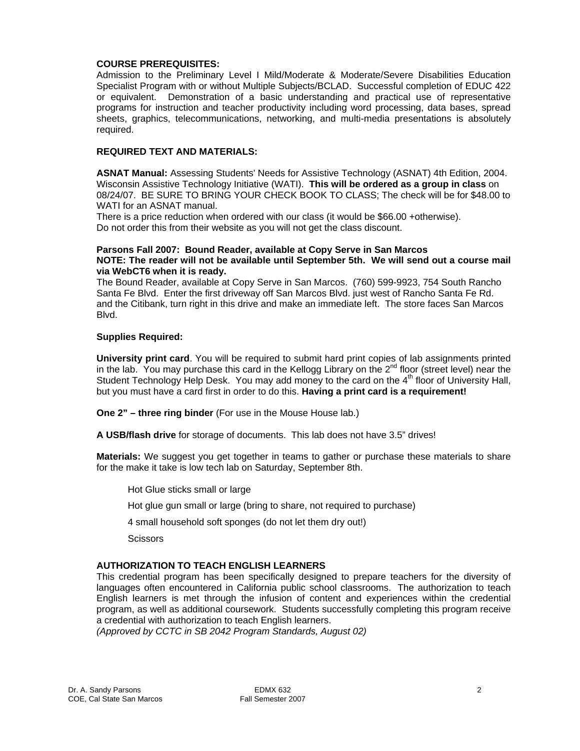### COURSE PREREQUISITES:

Admission to the Preliminary Level I Mild/Moderate & Moderate/Severe Disabilities Education Specialist Program with or without Multiple Subjects/BCLAD. Successful completion of EDUC 422 or equivalent. Demonstration of a basic understanding and practical use of representative programs for instruction and teacher productivity including word processing, data bases, spread sheets, graphics, telecommunications, networking, and multi-media presentations is absolutely required.

### REQUIRED TEXT AND MATERIALS:

**ASNAT Manual:** Assessing Students' Needs for Assistive Technology (ASNAT) 4th Edition, 2004. Wisconsin Assistive Technology Initiative (WATI). **This will be ordered as a group in class** on 08/24/07. BE SURE TO BRING YOUR CHECK BOOK TO CLASS; The check will be for $48.00 to WATI for an ASNAT manual.
There is a price reduction when ordered with our class (it would be $66.00 +otherwise).
Do not order this from their website as you will not get the class discount.

**Parsons Fall 2007: Bound Reader, available at Copy Serve in San Marcos**
**NOTE: The reader will not be available until September 5th. We will send out a course mail via WebCT6 when it is ready.**
The Bound Reader, available at Copy Serve in San Marcos. (760) 599-9923, 754 South Rancho Santa Fe Blvd. Enter the first driveway off San Marcos Blvd. just west of Rancho Santa Fe Rd. and the Citibank, turn right in this drive and make an immediate left. The store faces San Marcos Blvd.

**Supplies Required:**

**University print card**. You will be required to submit hard print copies of lab assignments printed in the lab. You may purchase this card in the Kellogg Library on the 2nd floor (street level) near the Student Technology Help Desk. You may add money to the card on the 4th floor of University Hall, but you must have a card first in order to do this. **Having a print card is a requirement!**

**One 2" – three ring binder** (For use in the Mouse House lab.)

**A USB/flash drive** for storage of documents. This lab does not have 3.5" drives!

**Materials:** We suggest you get together in teams to gather or purchase these materials to share for the make it take is low tech lab on Saturday, September 8th.

- Hot Glue sticks small or large
- Hot glue gun small or large (bring to share, not required to purchase)
- 4 small household soft sponges (do not let them dry out!)
- Scissors

### AUTHORIZATION TO TEACH ENGLISH LEARNERS

This credential program has been specifically designed to prepare teachers for the diversity of languages often encountered in California public school classrooms. The authorization to teach English learners is met through the infusion of content and experiences within the credential program, as well as additional coursework. Students successfully completing this program receive a credential with authorization to teach English learners.
*(Approved by CCTC in SB 2042 Program Standards, August 02)*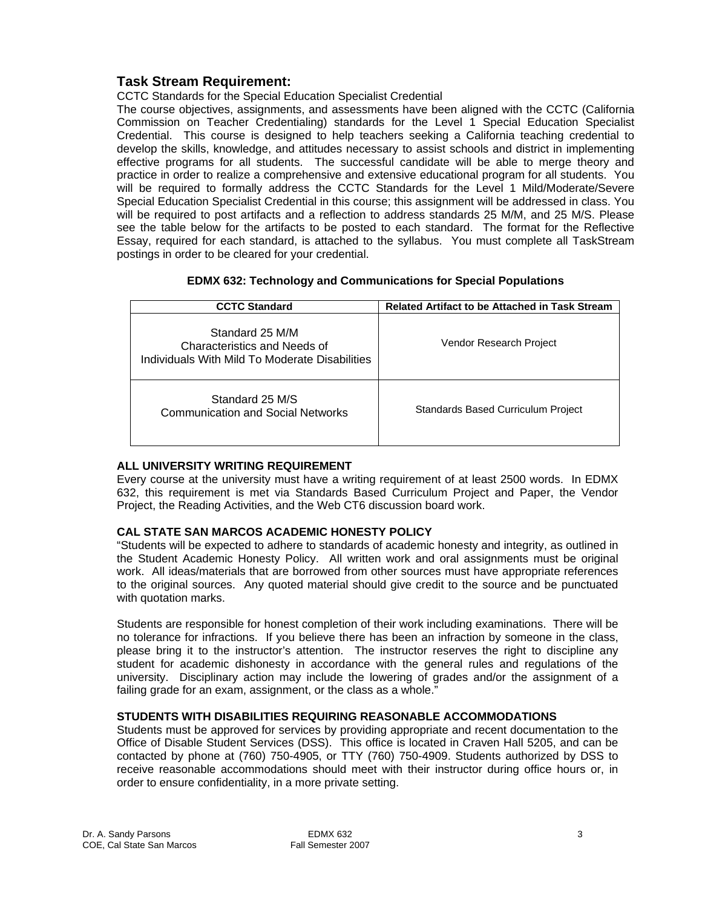## Task Stream Requirement:

CCTC Standards for the Special Education Specialist Credential

The course objectives, assignments, and assessments have been aligned with the CCTC (California Commission on Teacher Credentialing) standards for the Level 1 Special Education Specialist Credential. This course is designed to help teachers seeking a California teaching credential to develop the skills, knowledge, and attitudes necessary to assist schools and district in implementing effective programs for all students. The successful candidate will be able to merge theory and practice in order to realize a comprehensive and extensive educational program for all students. You will be required to formally address the CCTC Standards for the Level 1 Mild/Moderate/Severe Special Education Specialist Credential in this course; this assignment will be addressed in class. You will be required to post artifacts and a reflection to address standards 25 M/M, and 25 M/S. Please see the table below for the artifacts to be posted to each standard. The format for the Reflective Essay, required for each standard, is attached to the syllabus. You must complete all TaskStream postings in order to be cleared for your credential.

**EDMX 632: Technology and Communications for Special Populations**

| CCTC Standard | Related Artifact to be Attached in Task Stream |
| --- | --- |
| Standard 25 M/M<br>Characteristics and Needs of Individuals With Mild To Moderate Disabilities | Vendor Research Project |
| Standard 25 M/S<br>Communication and Social Networks | Standards Based Curriculum Project |

### ALL UNIVERSITY WRITING REQUIREMENT

Every course at the university must have a writing requirement of at least 2500 words. In EDMX 632, this requirement is met via Standards Based Curriculum Project and Paper, the Vendor Project, the Reading Activities, and the Web CT6 discussion board work.

### CAL STATE SAN MARCOS ACADEMIC HONESTY POLICY

"Students will be expected to adhere to standards of academic honesty and integrity, as outlined in the Student Academic Honesty Policy. All written work and oral assignments must be original work. All ideas/materials that are borrowed from other sources must have appropriate references to the original sources. Any quoted material should give credit to the source and be punctuated with quotation marks.

Students are responsible for honest completion of their work including examinations. There will be no tolerance for infractions. If you believe there has been an infraction by someone in the class, please bring it to the instructor's attention. The instructor reserves the right to discipline any student for academic dishonesty in accordance with the general rules and regulations of the university. Disciplinary action may include the lowering of grades and/or the assignment of a failing grade for an exam, assignment, or the class as a whole."

### STUDENTS WITH DISABILITIES REQUIRING REASONABLE ACCOMMODATIONS

Students must be approved for services by providing appropriate and recent documentation to the Office of Disable Student Services (DSS). This office is located in Craven Hall 5205, and can be contacted by phone at (760) 750-4905, or TTY (760) 750-4909. Students authorized by DSS to receive reasonable accommodations should meet with their instructor during office hours or, in order to ensure confidentiality, in a more private setting.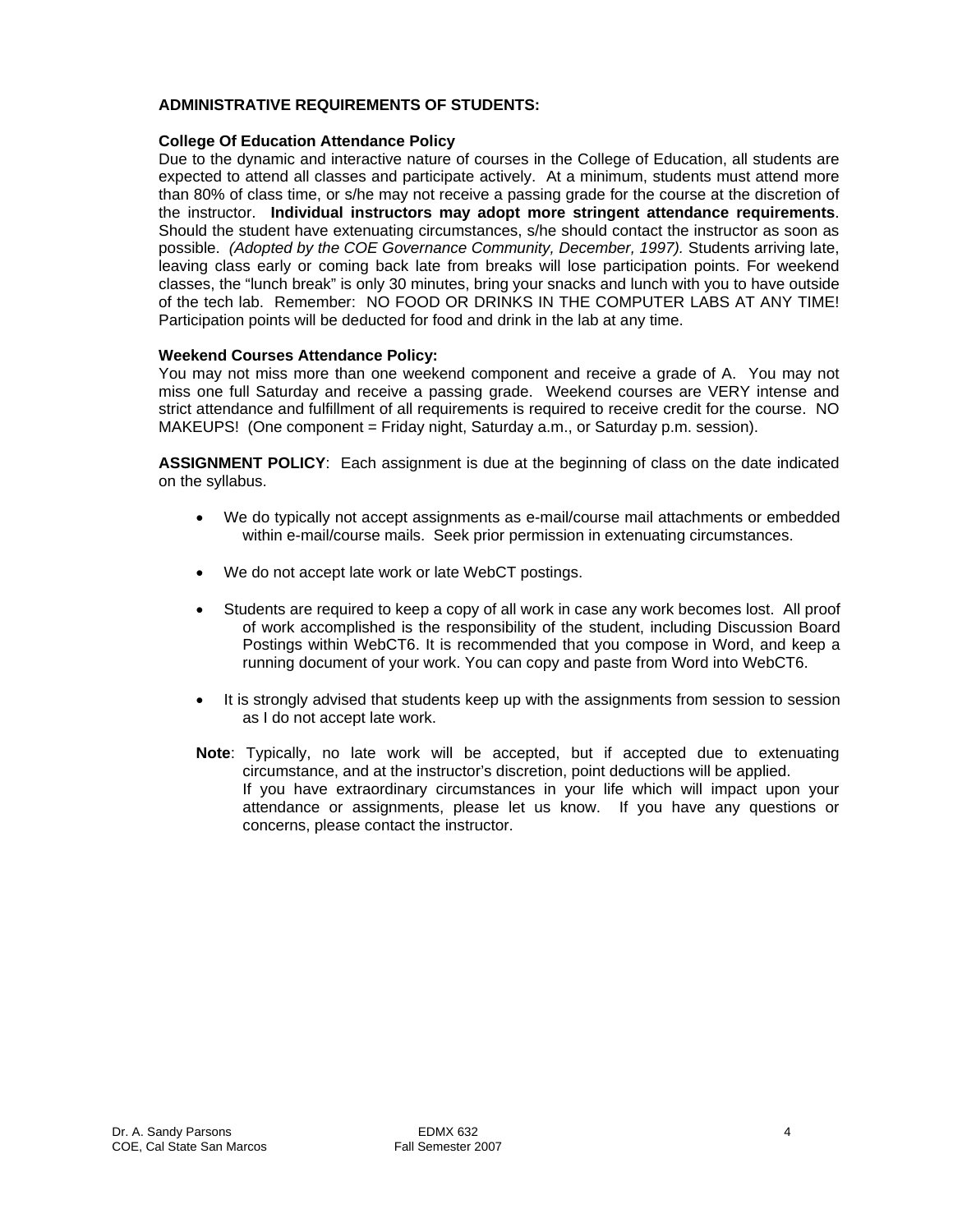### ADMINISTRATIVE REQUIREMENTS OF STUDENTS:

**College Of Education Attendance Policy**

Due to the dynamic and interactive nature of courses in the College of Education, all students are expected to attend all classes and participate actively. At a minimum, students must attend more than 80% of class time, or s/he may not receive a passing grade for the course at the discretion of the instructor. **Individual instructors may adopt more stringent attendance requirements**. Should the student have extenuating circumstances, s/he should contact the instructor as soon as possible. *(Adopted by the COE Governance Community, December, 1997).* Students arriving late, leaving class early or coming back late from breaks will lose participation points. For weekend classes, the "lunch break" is only 30 minutes, bring your snacks and lunch with you to have outside of the tech lab. Remember: NO FOOD OR DRINKS IN THE COMPUTER LABS AT ANY TIME! Participation points will be deducted for food and drink in the lab at any time.

**Weekend Courses Attendance Policy:**

You may not miss more than one weekend component and receive a grade of A. You may not miss one full Saturday and receive a passing grade. Weekend courses are VERY intense and strict attendance and fulfillment of all requirements is required to receive credit for the course. NO MAKEUPS! (One component = Friday night, Saturday a.m., or Saturday p.m. session).

**ASSIGNMENT POLICY**: Each assignment is due at the beginning of class on the date indicated on the syllabus.

- We do typically not accept assignments as e-mail/course mail attachments or embedded within e-mail/course mails. Seek prior permission in extenuating circumstances.
- We do not accept late work or late WebCT postings.
- Students are required to keep a copy of all work in case any work becomes lost. All proof of work accomplished is the responsibility of the student, including Discussion Board Postings within WebCT6. It is recommended that you compose in Word, and keep a running document of your work. You can copy and paste from Word into WebCT6.
- It is strongly advised that students keep up with the assignments from session to session as I do not accept late work.

**Note**: Typically, no late work will be accepted, but if accepted due to extenuating circumstance, and at the instructor's discretion, point deductions will be applied. If you have extraordinary circumstances in your life which will impact upon your attendance or assignments, please let us know. If you have any questions or concerns, please contact the instructor.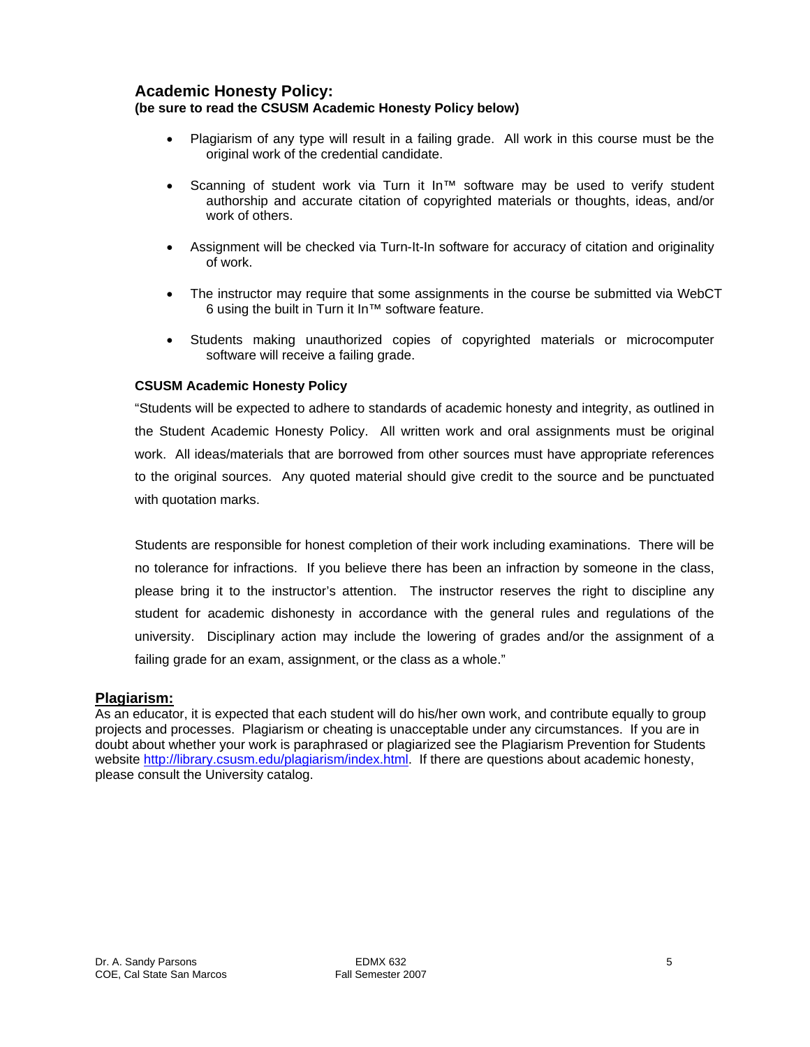## Academic Honesty Policy:

**(be sure to read the CSUSM Academic Honesty Policy below)**

- Plagiarism of any type will result in a failing grade. All work in this course must be the original work of the credential candidate.
- Scanning of student work via Turn it In™ software may be used to verify student authorship and accurate citation of copyrighted materials or thoughts, ideas, and/or work of others.
- Assignment will be checked via Turn-It-In software for accuracy of citation and originality of work.
- The instructor may require that some assignments in the course be submitted via WebCT 6 using the built in Turn it In™ software feature.
- Students making unauthorized copies of copyrighted materials or microcomputer software will receive a failing grade.

### CSUSM Academic Honesty Policy

"Students will be expected to adhere to standards of academic honesty and integrity, as outlined in the Student Academic Honesty Policy. All written work and oral assignments must be original work. All ideas/materials that are borrowed from other sources must have appropriate references to the original sources. Any quoted material should give credit to the source and be punctuated with quotation marks.

Students are responsible for honest completion of their work including examinations. There will be no tolerance for infractions. If you believe there has been an infraction by someone in the class, please bring it to the instructor's attention. The instructor reserves the right to discipline any student for academic dishonesty in accordance with the general rules and regulations of the university. Disciplinary action may include the lowering of grades and/or the assignment of a failing grade for an exam, assignment, or the class as a whole."

## Plagiarism:

As an educator, it is expected that each student will do his/her own work, and contribute equally to group projects and processes. Plagiarism or cheating is unacceptable under any circumstances. If you are in doubt about whether your work is paraphrased or plagiarized see the Plagiarism Prevention for Students website http://library.csusm.edu/plagiarism/index.html. If there are questions about academic honesty, please consult the University catalog.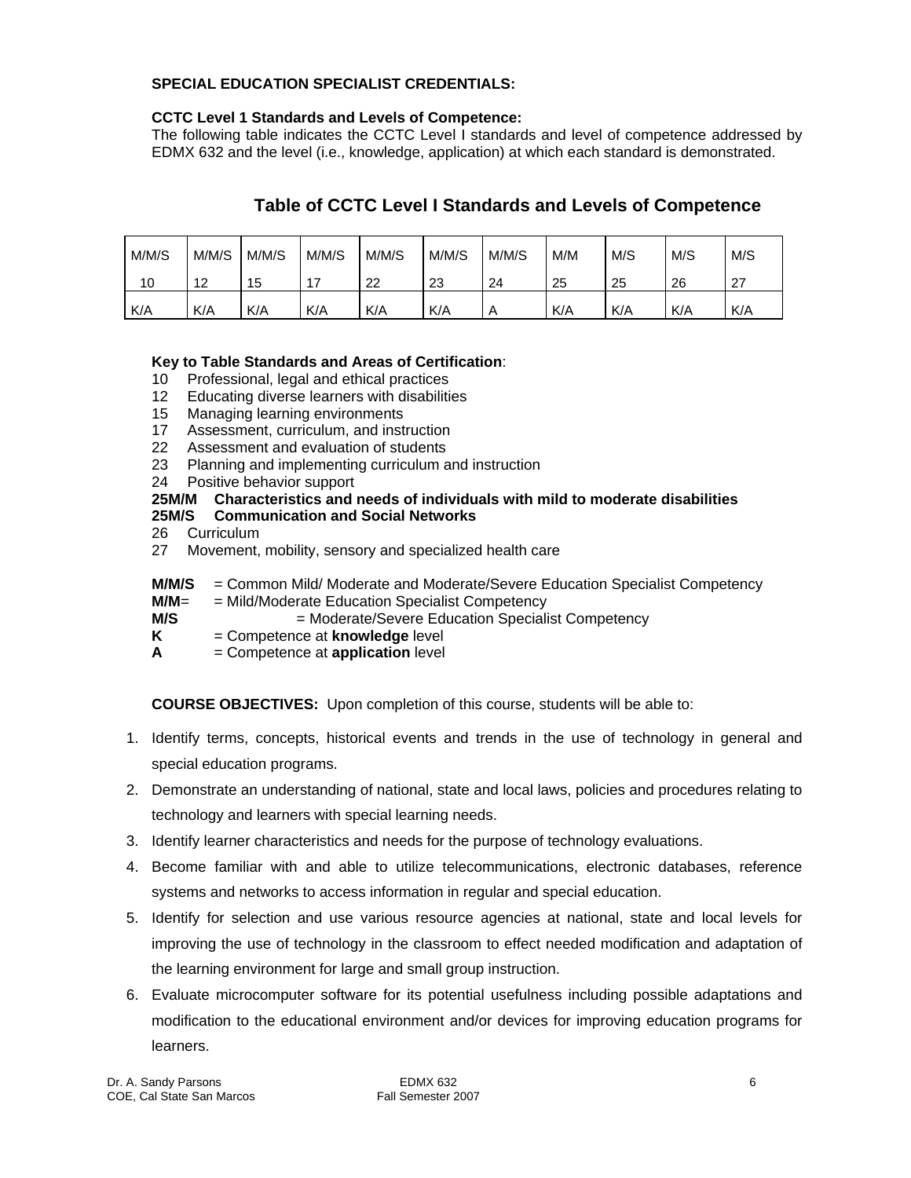**SPECIAL EDUCATION SPECIALIST CREDENTIALS:**

**CCTC Level 1 Standards and Levels of Competence:**
The following table indicates the CCTC Level I standards and level of competence addressed by EDMX 632 and the level (i.e., knowledge, application) at which each standard is demonstrated.

## Table of CCTC Level I Standards and Levels of Competence

| M/M/S 10 | M/M/S 12 | M/M/S 15 | M/M/S 17 | M/M/S 22 | M/M/S 23 | M/M/S 24 | M/M 25 | M/S 25 | M/S 26 | M/S 27 |
|---|---|---|---|---|---|---|---|---|---|---|
| K/A | K/A | K/A | K/A | K/A | K/A | A | K/A | K/A | K/A | K/A |

**Key to Table Standards and Areas of Certification**:
10 Professional, legal and ethical practices
12 Educating diverse learners with disabilities
15 Managing learning environments
17 Assessment, curriculum, and instruction
22 Assessment and evaluation of students
23 Planning and implementing curriculum and instruction
24 Positive behavior support
**25M/M Characteristics and needs of individuals with mild to moderate disabilities**
**25M/S Communication and Social Networks**
26 Curriculum
27 Movement, mobility, sensory and specialized health care

**M/M/S** = Common Mild/ Moderate and Moderate/Severe Education Specialist Competency
**M/M**= = Mild/Moderate Education Specialist Competency
**M/S** = Moderate/Severe Education Specialist Competency
**K** = Competence at **knowledge** level
**A** = Competence at **application** level

**COURSE OBJECTIVES:** Upon completion of this course, students will be able to:

1. Identify terms, concepts, historical events and trends in the use of technology in general and special education programs.
2. Demonstrate an understanding of national, state and local laws, policies and procedures relating to technology and learners with special learning needs.
3. Identify learner characteristics and needs for the purpose of technology evaluations.
4. Become familiar with and able to utilize telecommunications, electronic databases, reference systems and networks to access information in regular and special education.
5. Identify for selection and use various resource agencies at national, state and local levels for improving the use of technology in the classroom to effect needed modification and adaptation of the learning environment for large and small group instruction.
6. Evaluate microcomputer software for its potential usefulness including possible adaptations and modification to the educational environment and/or devices for improving education programs for learners.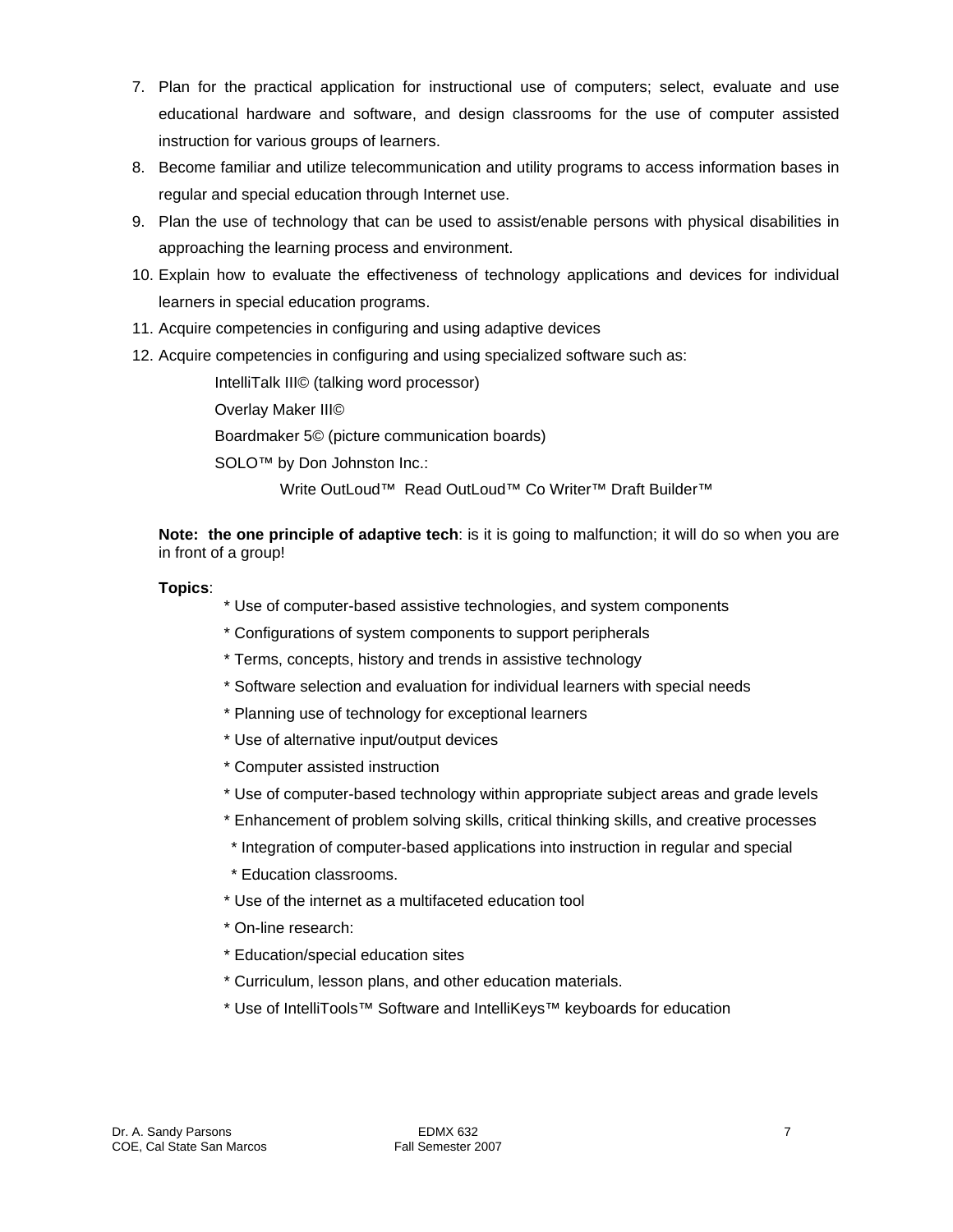7. Plan for the practical application for instructional use of computers; select, evaluate and use educational hardware and software, and design classrooms for the use of computer assisted instruction for various groups of learners.
8. Become familiar and utilize telecommunication and utility programs to access information bases in regular and special education through Internet use.
9. Plan the use of technology that can be used to assist/enable persons with physical disabilities in approaching the learning process and environment.
10. Explain how to evaluate the effectiveness of technology applications and devices for individual learners in special education programs.
11. Acquire competencies in configuring and using adaptive devices
12. Acquire competencies in configuring and using specialized software such as:

    IntelliTalk III© (talking word processor)

    Overlay Maker III©

    Boardmaker 5© (picture communication boards)

    SOLO™ by Don Johnston Inc.:

        Write OutLoud™ Read OutLoud™ Co Writer™ Draft Builder™

**Note: the one principle of adaptive tech**: is it is going to malfunction; it will do so when you are in front of a group!

**Topics**:

* Use of computer-based assistive technologies, and system components
* Configurations of system components to support peripherals
* Terms, concepts, history and trends in assistive technology
* Software selection and evaluation for individual learners with special needs
* Planning use of technology for exceptional learners
* Use of alternative input/output devices
* Computer assisted instruction
* Use of computer-based technology within appropriate subject areas and grade levels
* Enhancement of problem solving skills, critical thinking skills, and creative processes
* Integration of computer-based applications into instruction in regular and special
* Education classrooms.
* Use of the internet as a multifaceted education tool
* On-line research:
* Education/special education sites
* Curriculum, lesson plans, and other education materials.
* Use of IntelliTools™ Software and IntelliKeys™ keyboards for education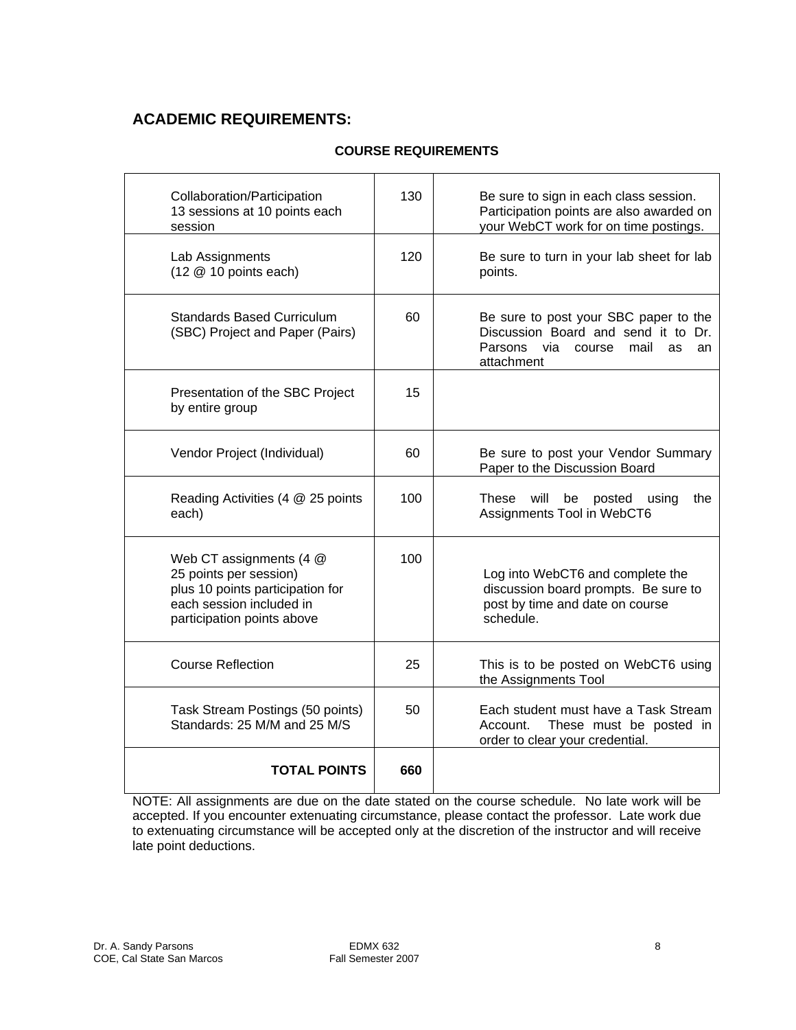## ACADEMIC REQUIREMENTS:

**COURSE REQUIREMENTS**

| | | |
|---|---|---|
| Collaboration/Participation 13 sessions at 10 points each session | 130 | Be sure to sign in each class session. Participation points are also awarded on your WebCT work for on time postings. |
| Lab Assignments (12 @ 10 points each) | 120 | Be sure to turn in your lab sheet for lab points. |
| Standards Based Curriculum (SBC) Project and Paper (Pairs) | 60 | Be sure to post your SBC paper to the Discussion Board and send it to Dr. Parsons via course mail as an attachment |
| Presentation of the SBC Project by entire group | 15 | |
| Vendor Project (Individual) | 60 | Be sure to post your Vendor Summary Paper to the Discussion Board |
| Reading Activities (4 @ 25 points each) | 100 | These will be posted using the Assignments Tool in WebCT6 |
| Web CT assignments (4 @ 25 points per session) plus 10 points participation for each session included in participation points above | 100 | Log into WebCT6 and complete the discussion board prompts. Be sure to post by time and date on course schedule. |
| Course Reflection | 25 | This is to be posted on WebCT6 using the Assignments Tool |
| Task Stream Postings (50 points) Standards: 25 M/M and 25 M/S | 50 | Each student must have a Task Stream Account. These must be posted in order to clear your credential. |
| **TOTAL POINTS** | **660** | |

NOTE: All assignments are due on the date stated on the course schedule. No late work will be accepted. If you encounter extenuating circumstance, please contact the professor. Late work due to extenuating circumstance will be accepted only at the discretion of the instructor and will receive late point deductions.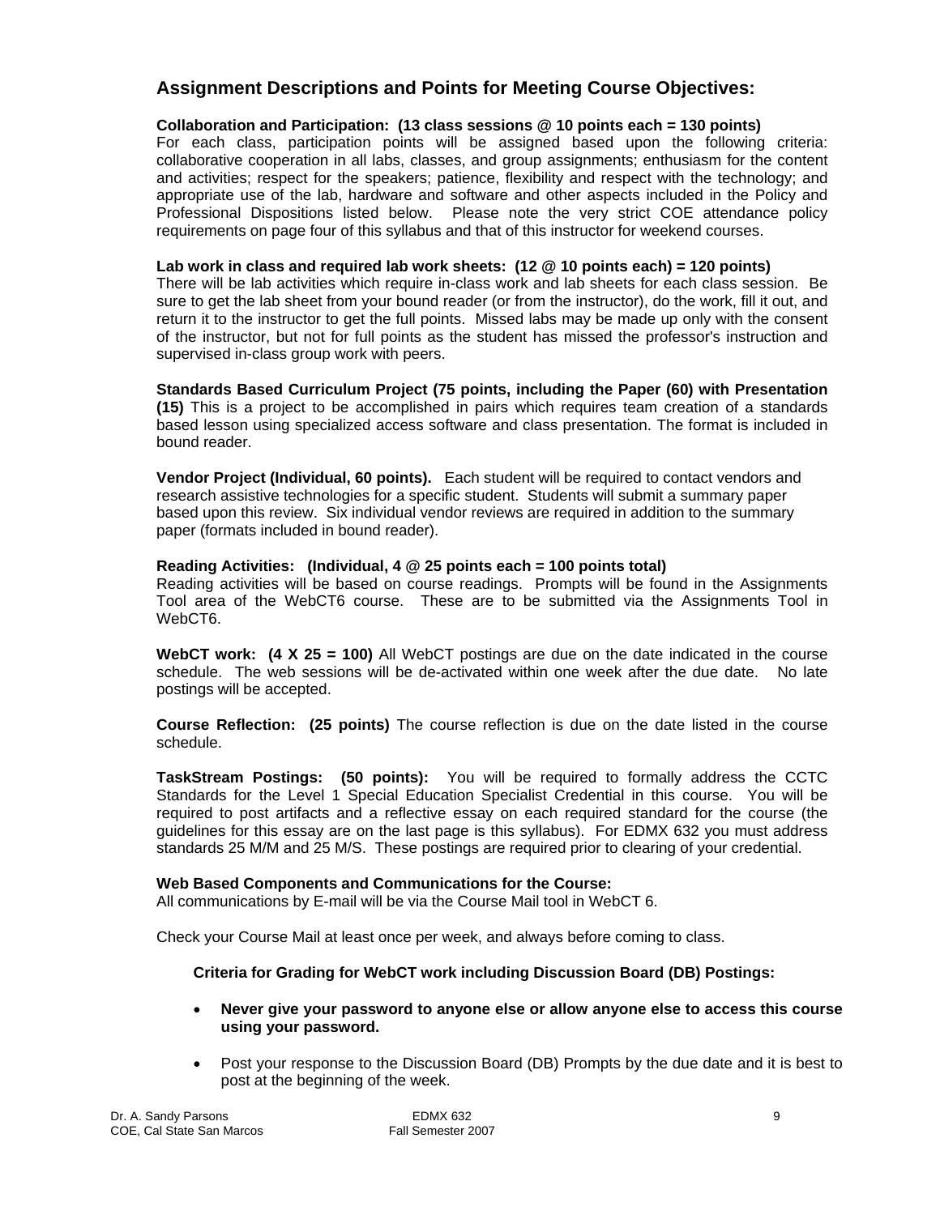## Assignment Descriptions and Points for Meeting Course Objectives:

**Collaboration and Participation: (13 class sessions @ 10 points each = 130 points)**
For each class, participation points will be assigned based upon the following criteria: collaborative cooperation in all labs, classes, and group assignments; enthusiasm for the content and activities; respect for the speakers; patience, flexibility and respect with the technology; and appropriate use of the lab, hardware and software and other aspects included in the Policy and Professional Dispositions listed below. Please note the very strict COE attendance policy requirements on page four of this syllabus and that of this instructor for weekend courses.

**Lab work in class and required lab work sheets: (12 @ 10 points each) = 120 points)**
There will be lab activities which require in-class work and lab sheets for each class session. Be sure to get the lab sheet from your bound reader (or from the instructor), do the work, fill it out, and return it to the instructor to get the full points. Missed labs may be made up only with the consent of the instructor, but not for full points as the student has missed the professor's instruction and supervised in-class group work with peers.

**Standards Based Curriculum Project (75 points, including the Paper (60) with Presentation (15)** This is a project to be accomplished in pairs which requires team creation of a standards based lesson using specialized access software and class presentation. The format is included in bound reader.

**Vendor Project (Individual, 60 points).** Each student will be required to contact vendors and research assistive technologies for a specific student. Students will submit a summary paper based upon this review. Six individual vendor reviews are required in addition to the summary paper (formats included in bound reader).

**Reading Activities: (Individual, 4 @ 25 points each = 100 points total)**
Reading activities will be based on course readings. Prompts will be found in the Assignments Tool area of the WebCT6 course. These are to be submitted via the Assignments Tool in WebCT6.

**WebCT work: (4 X 25 = 100)** All WebCT postings are due on the date indicated in the course schedule. The web sessions will be de-activated within one week after the due date. No late postings will be accepted.

**Course Reflection: (25 points)** The course reflection is due on the date listed in the course schedule.

**TaskStream Postings: (50 points):** You will be required to formally address the CCTC Standards for the Level 1 Special Education Specialist Credential in this course. You will be required to post artifacts and a reflective essay on each required standard for the course (the guidelines for this essay are on the last page is this syllabus). For EDMX 632 you must address standards 25 M/M and 25 M/S. These postings are required prior to clearing of your credential.

**Web Based Components and Communications for the Course:**
All communications by E-mail will be via the Course Mail tool in WebCT 6.

Check your Course Mail at least once per week, and always before coming to class.

**Criteria for Grading for WebCT work including Discussion Board (DB) Postings:**

- **Never give your password to anyone else or allow anyone else to access this course using your password.**
- Post your response to the Discussion Board (DB) Prompts by the due date and it is best to post at the beginning of the week.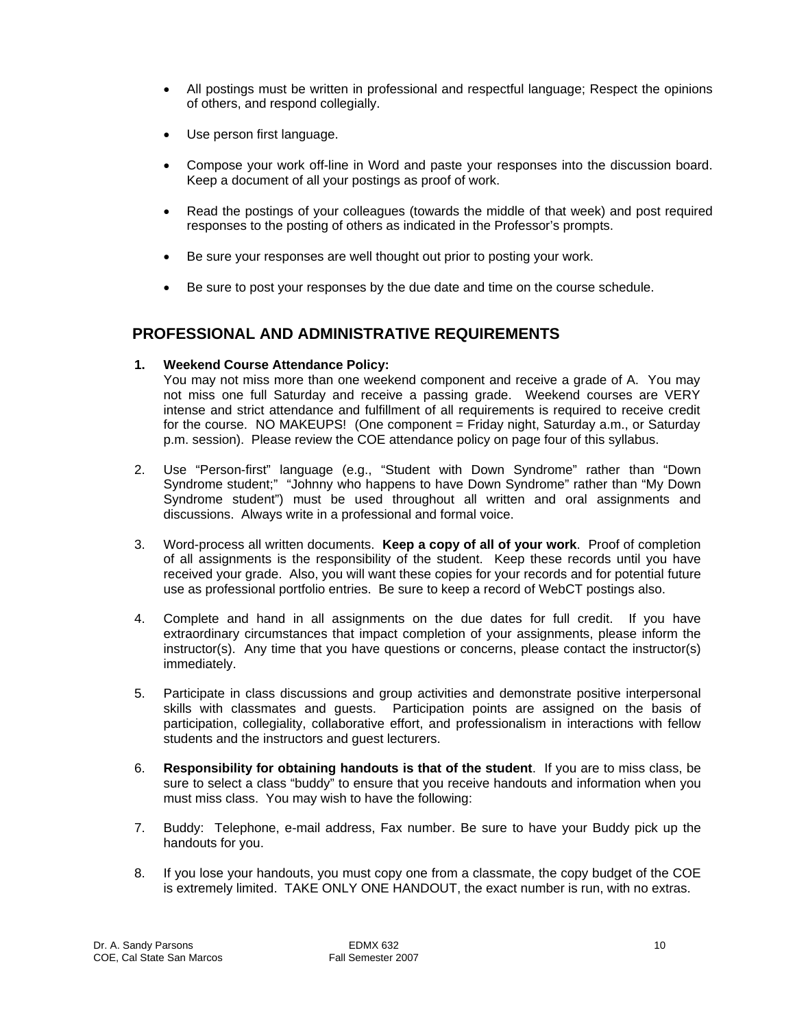- All postings must be written in professional and respectful language; Respect the opinions of others, and respond collegially.

- Use person first language.

- Compose your work off-line in Word and paste your responses into the discussion board. Keep a document of all your postings as proof of work.

- Read the postings of your colleagues (towards the middle of that week) and post required responses to the posting of others as indicated in the Professor's prompts.

- Be sure your responses are well thought out prior to posting your work.

- Be sure to post your responses by the due date and time on the course schedule.

## PROFESSIONAL AND ADMINISTRATIVE REQUIREMENTS

1. **Weekend Course Attendance Policy:**
   You may not miss more than one weekend component and receive a grade of A. You may not miss one full Saturday and receive a passing grade. Weekend courses are VERY intense and strict attendance and fulfillment of all requirements is required to receive credit for the course. NO MAKEUPS! (One component = Friday night, Saturday a.m., or Saturday p.m. session). Please review the COE attendance policy on page four of this syllabus.

2. Use "Person-first" language (e.g., "Student with Down Syndrome" rather than "Down Syndrome student;" "Johnny who happens to have Down Syndrome" rather than "My Down Syndrome student") must be used throughout all written and oral assignments and discussions. Always write in a professional and formal voice.

3. Word-process all written documents. **Keep a copy of all of your work**. Proof of completion of all assignments is the responsibility of the student. Keep these records until you have received your grade. Also, you will want these copies for your records and for potential future use as professional portfolio entries. Be sure to keep a record of WebCT postings also.

4. Complete and hand in all assignments on the due dates for full credit. If you have extraordinary circumstances that impact completion of your assignments, please inform the instructor(s). Any time that you have questions or concerns, please contact the instructor(s) immediately.

5. Participate in class discussions and group activities and demonstrate positive interpersonal skills with classmates and guests. Participation points are assigned on the basis of participation, collegiality, collaborative effort, and professionalism in interactions with fellow students and the instructors and guest lecturers.

6. **Responsibility for obtaining handouts is that of the student**. If you are to miss class, be sure to select a class "buddy" to ensure that you receive handouts and information when you must miss class. You may wish to have the following:

7. Buddy: Telephone, e-mail address, Fax number. Be sure to have your Buddy pick up the handouts for you.

8. If you lose your handouts, you must copy one from a classmate, the copy budget of the COE is extremely limited. TAKE ONLY ONE HANDOUT, the exact number is run, with no extras.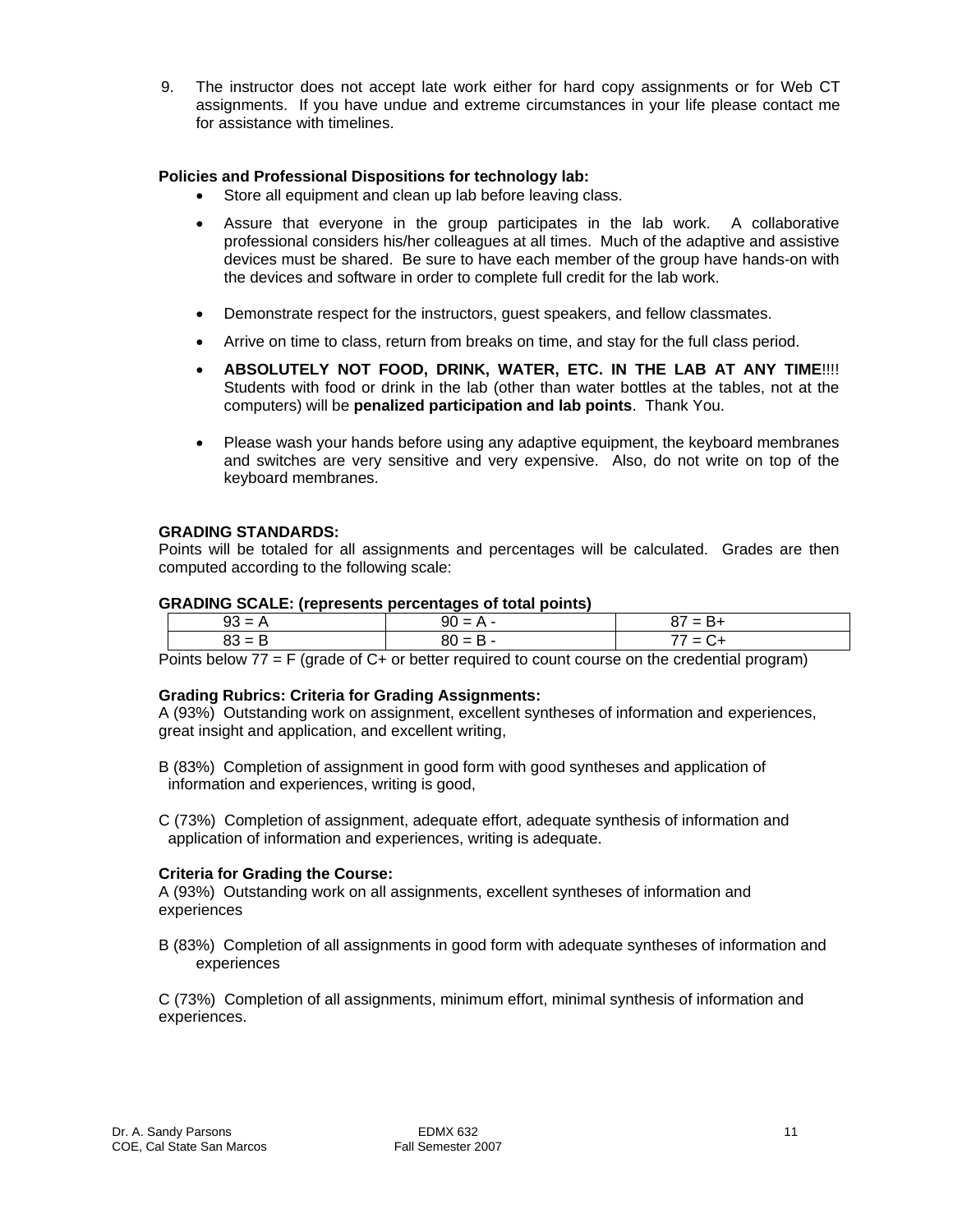9. The instructor does not accept late work either for hard copy assignments or for Web CT assignments. If you have undue and extreme circumstances in your life please contact me for assistance with timelines.

**Policies and Professional Dispositions for technology lab:**

- Store all equipment and clean up lab before leaving class.
- Assure that everyone in the group participates in the lab work. A collaborative professional considers his/her colleagues at all times. Much of the adaptive and assistive devices must be shared. Be sure to have each member of the group have hands-on with the devices and software in order to complete full credit for the lab work.
- Demonstrate respect for the instructors, guest speakers, and fellow classmates.
- Arrive on time to class, return from breaks on time, and stay for the full class period.
- **ABSOLUTELY NOT FOOD, DRINK, WATER, ETC. IN THE LAB AT ANY TIME**!!!! Students with food or drink in the lab (other than water bottles at the tables, not at the computers) will be **penalized participation and lab points**. Thank You.
- Please wash your hands before using any adaptive equipment, the keyboard membranes and switches are very sensitive and very expensive. Also, do not write on top of the keyboard membranes.

**GRADING STANDARDS:**
Points will be totaled for all assignments and percentages will be calculated. Grades are then computed according to the following scale:

**GRADING SCALE: (represents percentages of total points)**

| 93 = A | 90 = A - | 87 = B+ |
|---|---|---|
| 83 = B | 80 = B - | 77 = C+ |

Points below 77 = F (grade of C+ or better required to count course on the credential program)

**Grading Rubrics: Criteria for Grading Assignments:**
A (93%) Outstanding work on assignment, excellent syntheses of information and experiences, great insight and application, and excellent writing,

B (83%) Completion of assignment in good form with good syntheses and application of information and experiences, writing is good,

C (73%) Completion of assignment, adequate effort, adequate synthesis of information and application of information and experiences, writing is adequate.

**Criteria for Grading the Course:**
A (93%) Outstanding work on all assignments, excellent syntheses of information and experiences

B (83%) Completion of all assignments in good form with adequate syntheses of information and experiences

C (73%) Completion of all assignments, minimum effort, minimal synthesis of information and experiences.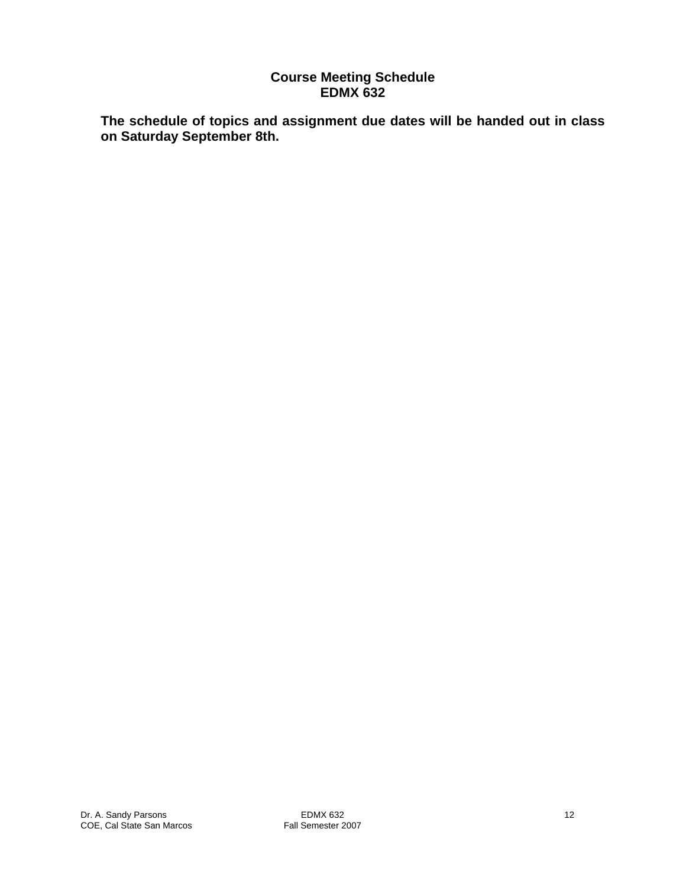## Course Meeting Schedule
## EDMX 632

**The schedule of topics and assignment due dates will be handed out in class on Saturday September 8th.**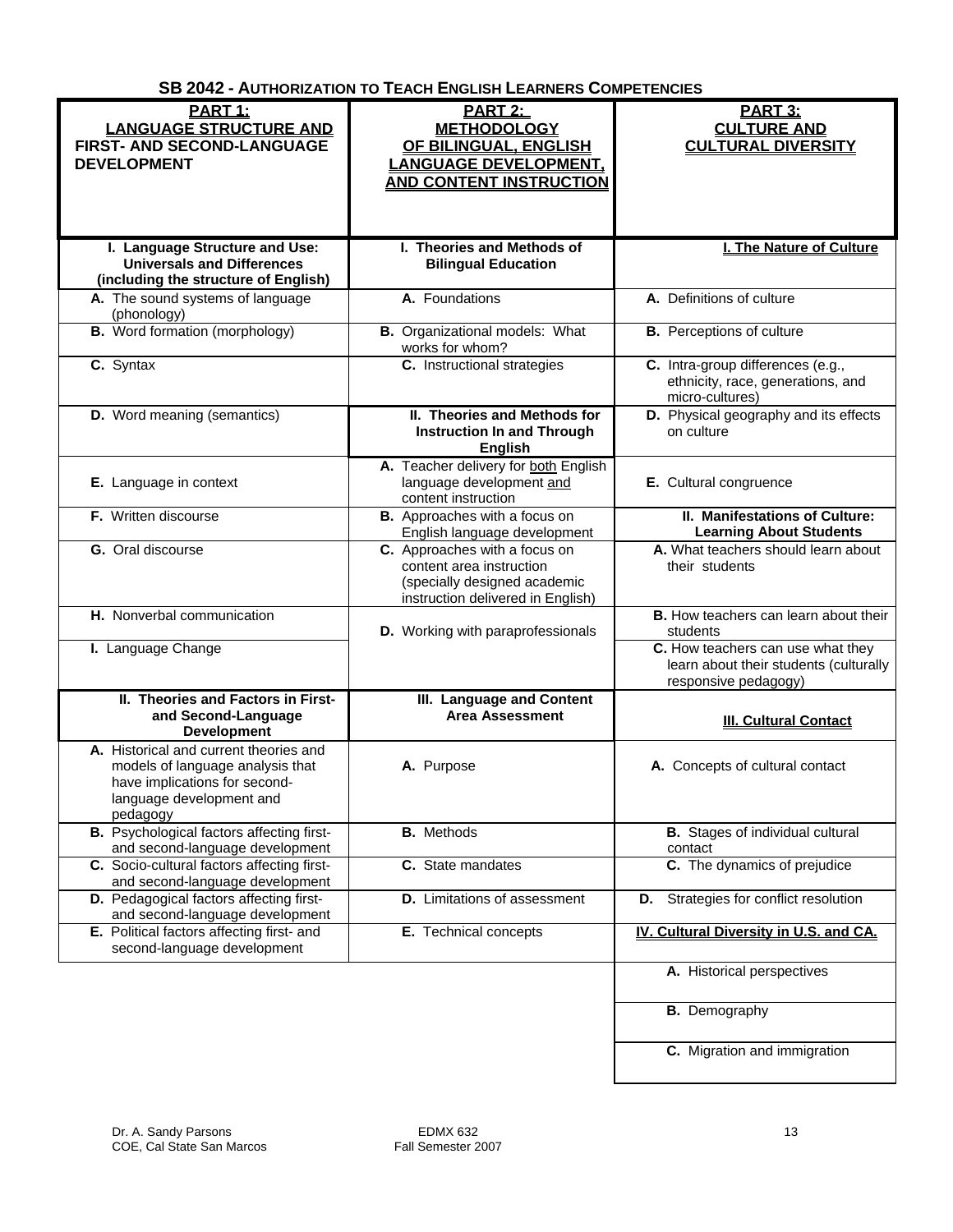## SB 2042 - AUTHORIZATION TO TEACH ENGLISH LEARNERS COMPETENCIES

| PART 1: LANGUAGE STRUCTURE AND FIRST- AND SECOND-LANGUAGE DEVELOPMENT | PART 2: METHODOLOGY OF BILINGUAL, ENGLISH LANGUAGE DEVELOPMENT, AND CONTENT INSTRUCTION | PART 3: CULTURE AND CULTURAL DIVERSITY |
|---|---|---|
| **I. Language Structure and Use: Universals and Differences (including the structure of English)** | **I. Theories and Methods of Bilingual Education** | **I. The Nature of Culture** |
| **A.** The sound systems of language (phonology) | **A.** Foundations | **A.** Definitions of culture |
| **B.** Word formation (morphology) | **B.** Organizational models: What works for whom? | **B.** Perceptions of culture |
| **C.** Syntax | **C.** Instructional strategies | **C.** Intra-group differences (e.g., ethnicity, race, generations, and micro-cultures) |
| **D.** Word meaning (semantics) | **II. Theories and Methods for Instruction In and Through English** | **D.** Physical geography and its effects on culture |
| **E.** Language in context | **A.** Teacher delivery for both English language development and content instruction | **E.** Cultural congruence |
| **F.** Written discourse | **B.** Approaches with a focus on English language development | **II. Manifestations of Culture: Learning About Students** |
| **G.** Oral discourse | **C.** Approaches with a focus on content area instruction (specially designed academic instruction delivered in English) | **A.** What teachers should learn about their students |
| **H.** Nonverbal communication | **D.** Working with paraprofessionals | **B.** How teachers can learn about their students |
| **I.** Language Change | | **C.** How teachers can use what they learn about their students (culturally responsive pedagogy) |
| **II. Theories and Factors in First- and Second-Language Development** | **III. Language and Content Area Assessment** | **III. Cultural Contact** |
| **A.** Historical and current theories and models of language analysis that have implications for second-language development and pedagogy | **A.** Purpose | **A.** Concepts of cultural contact |
| **B.** Psychological factors affecting first- and second-language development | **B.** Methods | **B.** Stages of individual cultural contact |
| **C.** Socio-cultural factors affecting first- and second-language development | **C.** State mandates | **C.** The dynamics of prejudice |
| **D.** Pedagogical factors affecting first- and second-language development | **D.** Limitations of assessment | **D.** Strategies for conflict resolution |
| **E.** Political factors affecting first- and second-language development | **E.** Technical concepts | **IV. Cultural Diversity in U.S. and CA.** |
| | | **A.** Historical perspectives |
| | | **B.** Demography |
| | | **C.** Migration and immigration |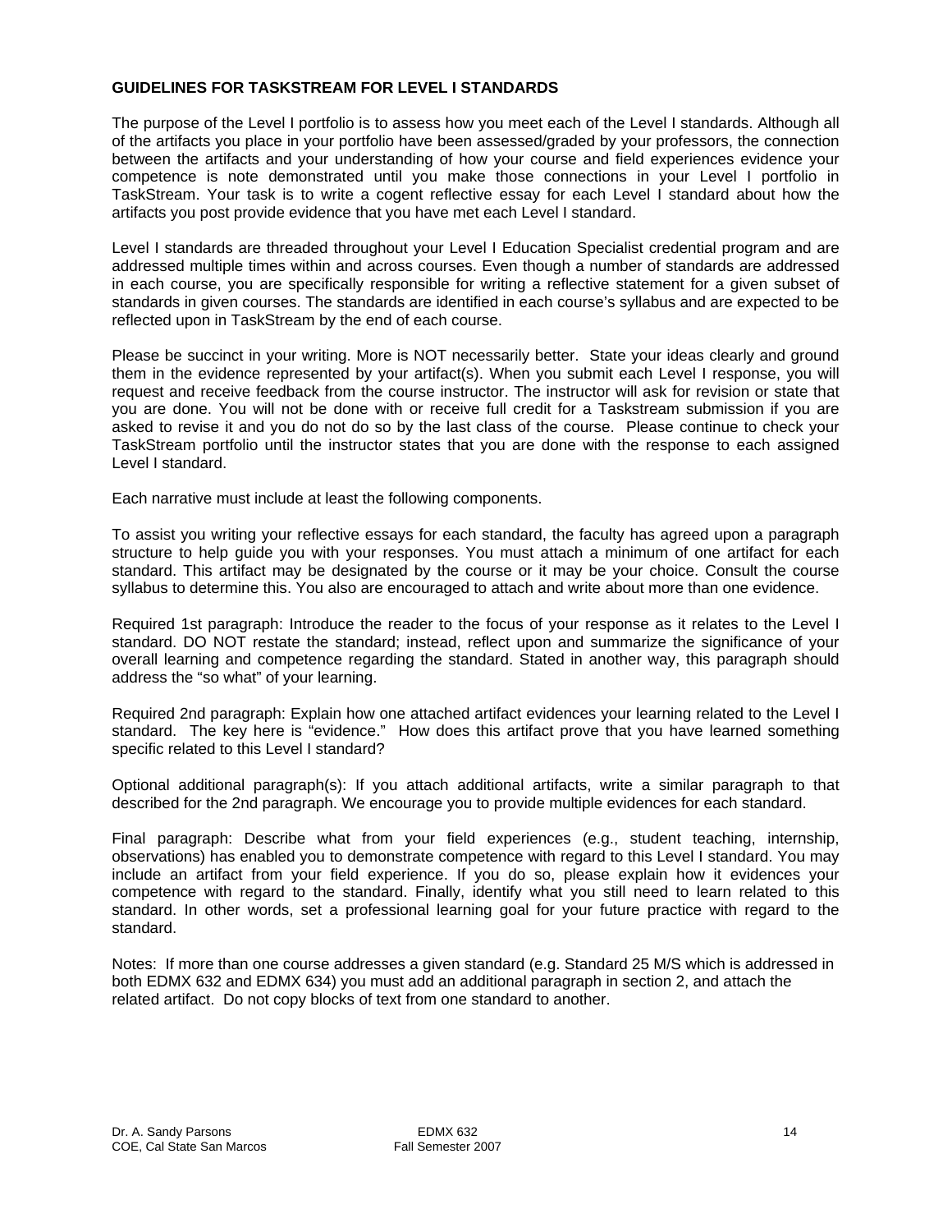**GUIDELINES FOR TASKSTREAM FOR LEVEL I STANDARDS**

The purpose of the Level I portfolio is to assess how you meet each of the Level I standards. Although all of the artifacts you place in your portfolio have been assessed/graded by your professors, the connection between the artifacts and your understanding of how your course and field experiences evidence your competence is note demonstrated until you make those connections in your Level I portfolio in TaskStream. Your task is to write a cogent reflective essay for each Level I standard about how the artifacts you post provide evidence that you have met each Level I standard.

Level I standards are threaded throughout your Level I Education Specialist credential program and are addressed multiple times within and across courses. Even though a number of standards are addressed in each course, you are specifically responsible for writing a reflective statement for a given subset of standards in given courses. The standards are identified in each course's syllabus and are expected to be reflected upon in TaskStream by the end of each course.

Please be succinct in your writing. More is NOT necessarily better. State your ideas clearly and ground them in the evidence represented by your artifact(s). When you submit each Level I response, you will request and receive feedback from the course instructor. The instructor will ask for revision or state that you are done. You will not be done with or receive full credit for a Taskstream submission if you are asked to revise it and you do not do so by the last class of the course. Please continue to check your TaskStream portfolio until the instructor states that you are done with the response to each assigned Level I standard.

Each narrative must include at least the following components.

To assist you writing your reflective essays for each standard, the faculty has agreed upon a paragraph structure to help guide you with your responses. You must attach a minimum of one artifact for each standard. This artifact may be designated by the course or it may be your choice. Consult the course syllabus to determine this. You also are encouraged to attach and write about more than one evidence.

Required 1st paragraph: Introduce the reader to the focus of your response as it relates to the Level I standard. DO NOT restate the standard; instead, reflect upon and summarize the significance of your overall learning and competence regarding the standard. Stated in another way, this paragraph should address the "so what" of your learning.

Required 2nd paragraph: Explain how one attached artifact evidences your learning related to the Level I standard. The key here is "evidence." How does this artifact prove that you have learned something specific related to this Level I standard?

Optional additional paragraph(s): If you attach additional artifacts, write a similar paragraph to that described for the 2nd paragraph. We encourage you to provide multiple evidences for each standard.

Final paragraph: Describe what from your field experiences (e.g., student teaching, internship, observations) has enabled you to demonstrate competence with regard to this Level I standard. You may include an artifact from your field experience. If you do so, please explain how it evidences your competence with regard to the standard. Finally, identify what you still need to learn related to this standard. In other words, set a professional learning goal for your future practice with regard to the standard.

Notes: If more than one course addresses a given standard (e.g. Standard 25 M/S which is addressed in both EDMX 632 and EDMX 634) you must add an additional paragraph in section 2, and attach the related artifact. Do not copy blocks of text from one standard to another.